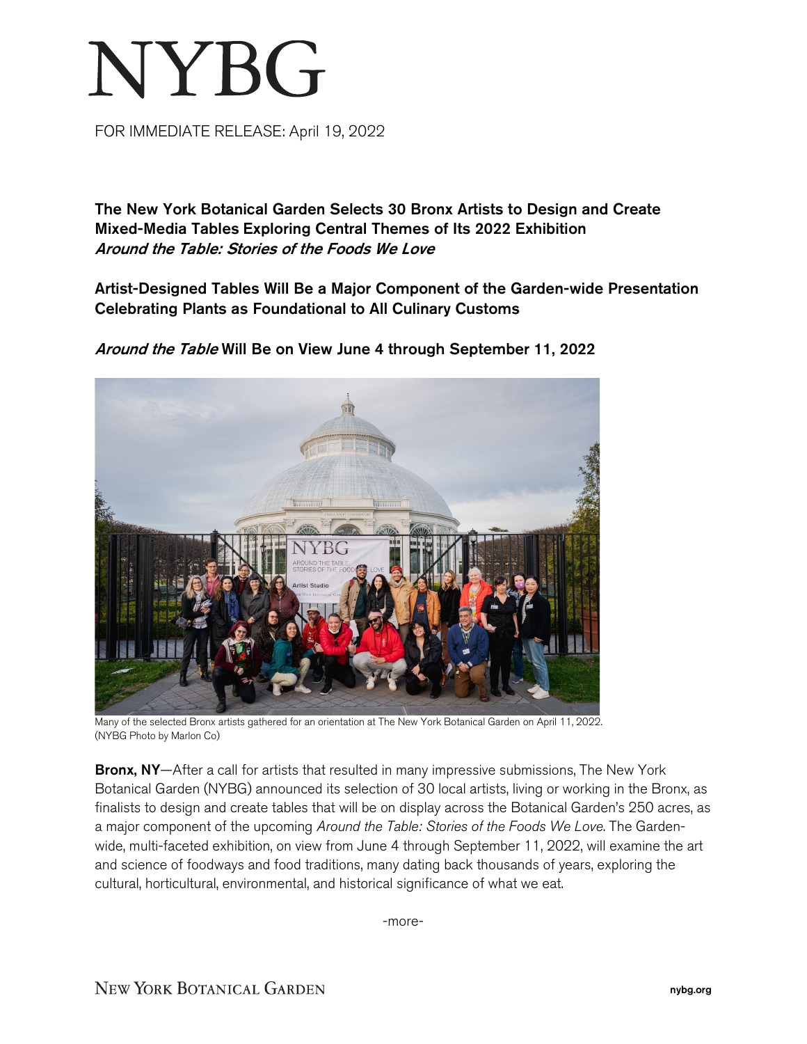# NYBG

FOR IMMEDIATE RELEASE: April 19, 2022

**The New York Botanical Garden Selects 30 Bronx Artists to Design and Create Mixed-Media Tables Exploring Central Themes of Its 2022 Exhibition *Around the Table: Stories of the Foods We Love***

**Artist-Designed Tables Will Be a Major Component of the Garden-wide Presentation Celebrating Plants as Foundational to All Culinary Customs**

***Around the Table* Will Be on View June 4 through September 11, 2022**

Many of the selected Bronx artists gathered for an orientation at The New York Botanical Garden on April 11, 2022. (NYBG Photo by Marlon Co)

**Bronx, NY**—After a call for artists that resulted in many impressive submissions, The New York Botanical Garden (NYBG) announced its selection of 30 local artists, living or working in the Bronx, as finalists to design and create tables that will be on display across the Botanical Garden's 250 acres, as a major component of the upcoming *Around the Table: Stories of the Foods We Love*. The Garden-wide, multi-faceted exhibition, on view from June 4 through September 11, 2022, will examine the art and science of foodways and food traditions, many dating back thousands of years, exploring the cultural, horticultural, environmental, and historical significance of what we eat.

-more-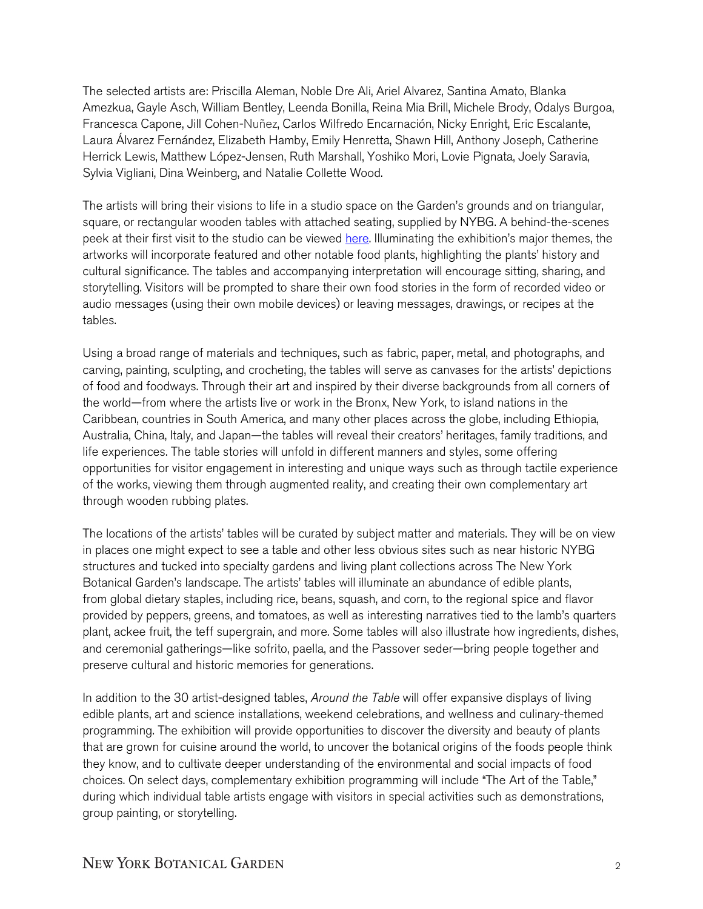The selected artists are: Priscilla Aleman, Noble Dre Ali, Ariel Alvarez, Santina Amato, Blanka Amezkua, Gayle Asch, William Bentley, Leenda Bonilla, Reina Mia Brill, Michele Brody, Odalys Burgoa, Francesca Capone, Jill Cohen-Nuñez, Carlos Wilfredo Encarnación, Nicky Enright, Eric Escalante, Laura Álvarez Fernández, Elizabeth Hamby, Emily Henretta, Shawn Hill, Anthony Joseph, Catherine Herrick Lewis, Matthew López-Jensen, Ruth Marshall, Yoshiko Mori, Lovie Pignata, Joely Saravia, Sylvia Vigliani, Dina Weinberg, and Natalie Collette Wood.

The artists will bring their visions to life in a studio space on the Garden's grounds and on triangular, square, or rectangular wooden tables with attached seating, supplied by NYBG. A behind-the-scenes peek at their first visit to the studio can be viewed here. Illuminating the exhibition's major themes, the artworks will incorporate featured and other notable food plants, highlighting the plants' history and cultural significance. The tables and accompanying interpretation will encourage sitting, sharing, and storytelling. Visitors will be prompted to share their own food stories in the form of recorded video or audio messages (using their own mobile devices) or leaving messages, drawings, or recipes at the tables.

Using a broad range of materials and techniques, such as fabric, paper, metal, and photographs, and carving, painting, sculpting, and crocheting, the tables will serve as canvases for the artists' depictions of food and foodways. Through their art and inspired by their diverse backgrounds from all corners of the world—from where the artists live or work in the Bronx, New York, to island nations in the Caribbean, countries in South America, and many other places across the globe, including Ethiopia, Australia, China, Italy, and Japan—the tables will reveal their creators' heritages, family traditions, and life experiences. The table stories will unfold in different manners and styles, some offering opportunities for visitor engagement in interesting and unique ways such as through tactile experience of the works, viewing them through augmented reality, and creating their own complementary art through wooden rubbing plates.

The locations of the artists' tables will be curated by subject matter and materials. They will be on view in places one might expect to see a table and other less obvious sites such as near historic NYBG structures and tucked into specialty gardens and living plant collections across The New York Botanical Garden's landscape. The artists' tables will illuminate an abundance of edible plants, from global dietary staples, including rice, beans, squash, and corn, to the regional spice and flavor provided by peppers, greens, and tomatoes, as well as interesting narratives tied to the lamb's quarters plant, ackee fruit, the teff supergrain, and more. Some tables will also illustrate how ingredients, dishes, and ceremonial gatherings—like sofrito, paella, and the Passover seder—bring people together and preserve cultural and historic memories for generations.

In addition to the 30 artist-designed tables, *Around the Table* will offer expansive displays of living edible plants, art and science installations, weekend celebrations, and wellness and culinary-themed programming. The exhibition will provide opportunities to discover the diversity and beauty of plants that are grown for cuisine around the world, to uncover the botanical origins of the foods people think they know, and to cultivate deeper understanding of the environmental and social impacts of food choices. On select days, complementary exhibition programming will include "The Art of the Table," during which individual table artists engage with visitors in special activities such as demonstrations, group painting, or storytelling.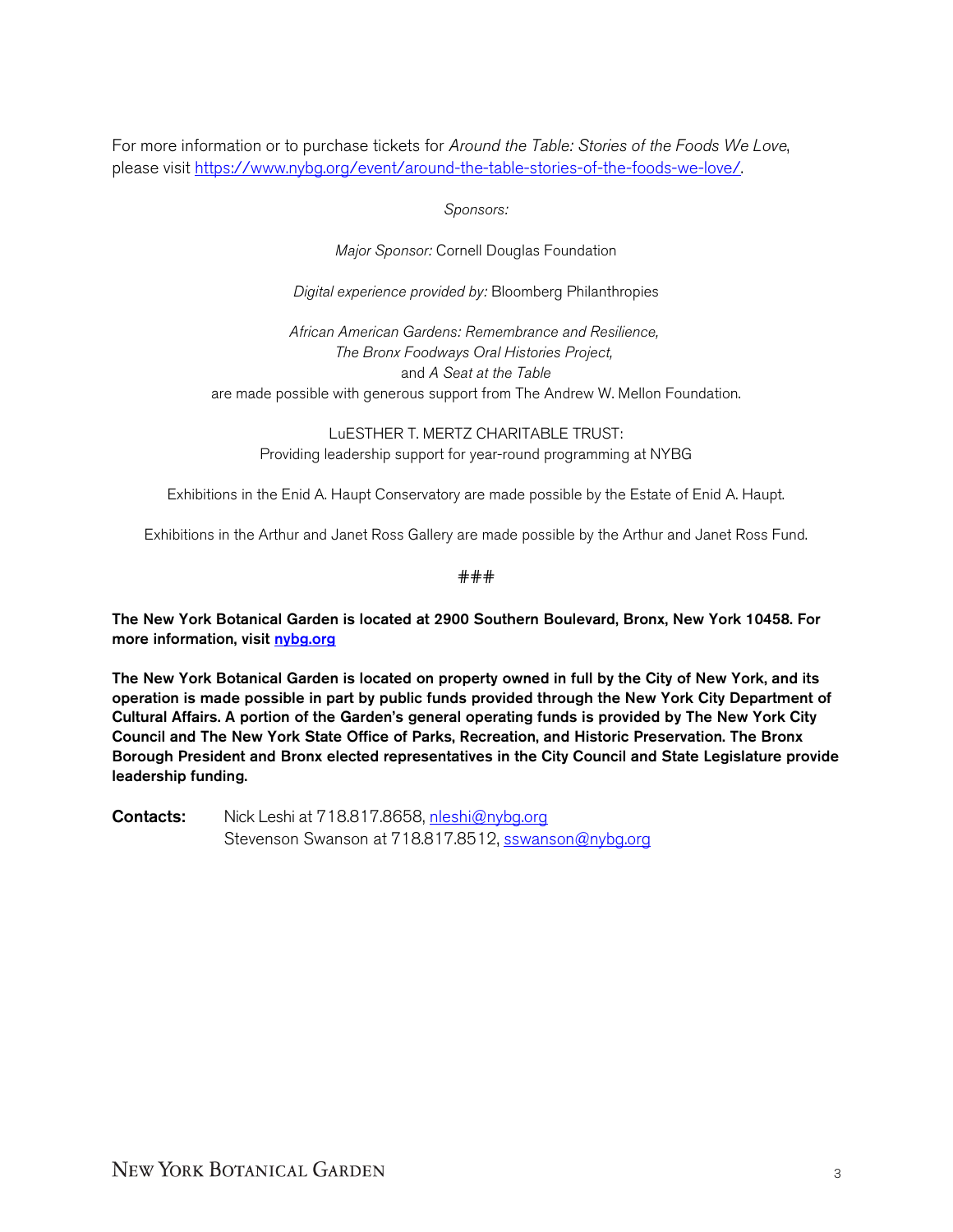For more information or to purchase tickets for *Around the Table: Stories of the Foods We Love*, please visit [https://www.nybg.org/event/around-the-table-stories-of-the-foods-we-love/](https://www.nybg.org/event/around-the-table-stories-of-the-foods-we-love/).

*Sponsors:*

*Major Sponsor:* Cornell Douglas Foundation

*Digital experience provided by:* Bloomberg Philanthropies

*African American Gardens: Remembrance and Resilience,*
*The Bronx Foodways Oral Histories Project,*
and *A Seat at the Table*
are made possible with generous support from The Andrew W. Mellon Foundation.

LuESTHER T. MERTZ CHARITABLE TRUST:
Providing leadership support for year-round programming at NYBG

Exhibitions in the Enid A. Haupt Conservatory are made possible by the Estate of Enid A. Haupt.

Exhibitions in the Arthur and Janet Ross Gallery are made possible by the Arthur and Janet Ross Fund.

###

**The New York Botanical Garden is located at 2900 Southern Boulevard, Bronx, New York 10458. For more information, visit [nybg.org](https://nybg.org)**

**The New York Botanical Garden is located on property owned in full by the City of New York, and its operation is made possible in part by public funds provided through the New York City Department of Cultural Affairs. A portion of the Garden's general operating funds is provided by The New York City Council and The New York State Office of Parks, Recreation, and Historic Preservation. The Bronx Borough President and Bronx elected representatives in the City Council and State Legislature provide leadership funding.**

**Contacts:** Nick Leshi at 718.817.8658, nleshi@nybg.org
Stevenson Swanson at 718.817.8512, sswanson@nybg.org